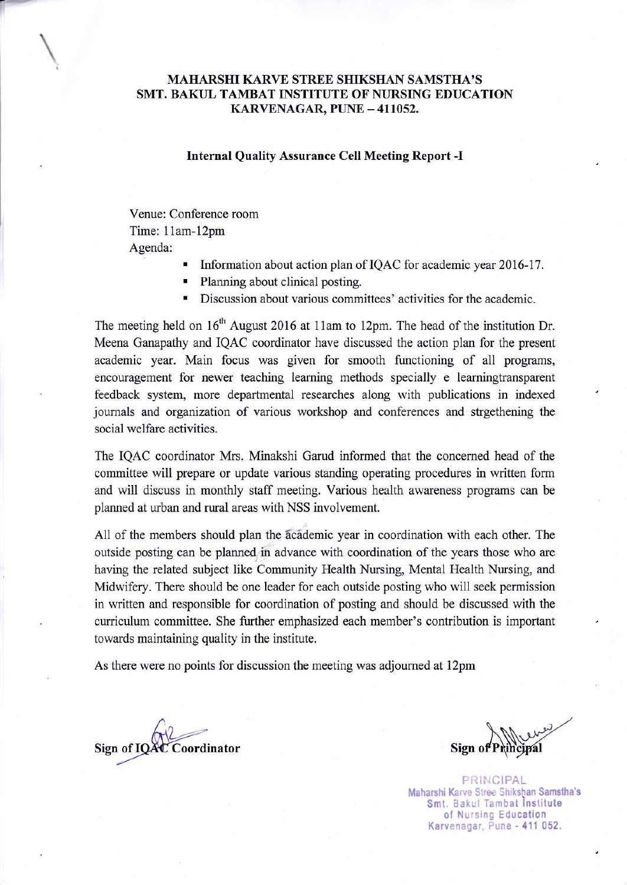**MAHARSHI KARVE STREE SHIKSHAN SAMSTHA'S**
**SMT. BAKUL TAMBAT INSTITUTE OF NURSING EDUCATION**
**KARVENAGAR, PUNE – 411052.**

**Internal Quality Assurance Cell Meeting Report -I**

Venue: Conference room
Time: 11am-12pm
Agenda:

- Information about action plan of IQAC for academic year 2016-17.
- Planning about clinical posting.
- Discussion about various committees' activities for the academic.

The meeting held on 16th August 2016 at 11am to 12pm. The head of the institution Dr. Meena Ganapathy and IQAC coordinator have discussed the action plan for the present academic year. Main focus was given for smooth functioning of all programs, encouragement for newer teaching learning methods specially e learningtransparent feedback system, more departmental researches along with publications in indexed journals and organization of various workshop and conferences and strgethening the social welfare activities.

The IQAC coordinator Mrs. Minakshi Garud informed that the concerned head of the committee will prepare or update various standing operating procedures in written form and will discuss in monthly staff meeting. Various health awareness programs can be planned at urban and rural areas with NSS involvement.

All of the members should plan the academic year in coordination with each other. The outside posting can be planned in advance with coordination of the years those who are having the related subject like Community Health Nursing, Mental Health Nursing, and Midwifery. There should be one leader for each outside posting who will seek permission in written and responsible for coordination of posting and should be discussed with the curriculum committee. She further emphasized each member's contribution is important towards maintaining quality in the institute.

As there were no points for discussion the meeting was adjourned at 12pm

**Sign of IQAC Coordinator**

**Sign of Principal**

PRINCIPAL
Maharshi Karve Stree Shikshan Samstha's
Smt. Bakul Tambat Institute
of Nursing Education
Karvenagar, Pune - 411 052.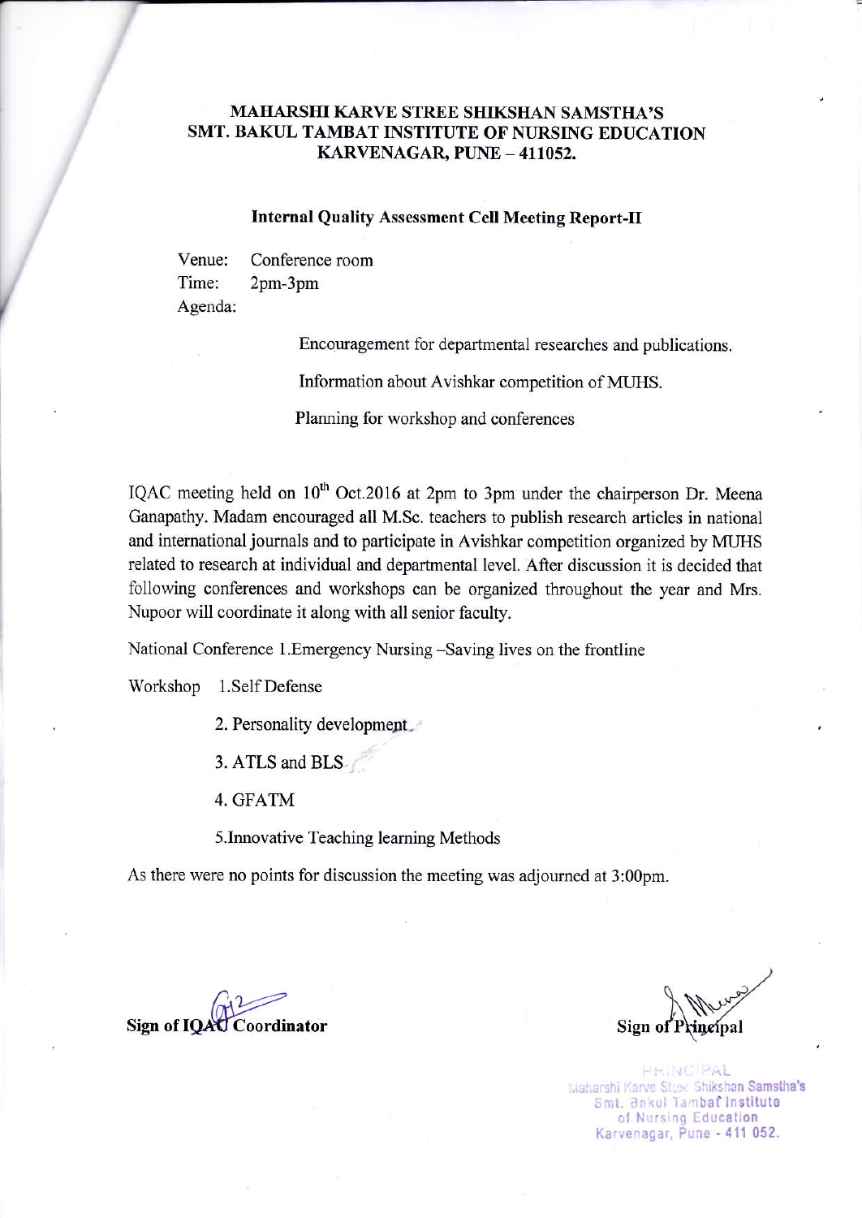**MAHARSHI KARVE STREE SHIKSHAN SAMSTHA'S**
**SMT. BAKUL TAMBAT INSTITUTE OF NURSING EDUCATION**
**KARVENAGAR, PUNE – 411052.**

**Internal Quality Assessment Cell Meeting Report-II**

Venue: Conference room
Time: 2pm-3pm
Agenda:

Encouragement for departmental researches and publications.

Information about Avishkar competition of MUHS.

Planning for workshop and conferences

IQAC meeting held on 10th Oct.2016 at 2pm to 3pm under the chairperson Dr. Meena Ganapathy. Madam encouraged all M.Sc. teachers to publish research articles in national and international journals and to participate in Avishkar competition organized by MUHS related to research at individual and departmental level. After discussion it is decided that following conferences and workshops can be organized throughout the year and Mrs. Nupoor will coordinate it along with all senior faculty.

National Conference 1.Emergency Nursing –Saving lives on the frontline

Workshop 1.Self Defense

2. Personality development
3. ATLS and BLS
4. GFATM
5. Innovative Teaching learning Methods

As there were no points for discussion the meeting was adjourned at 3:00pm.

**Sign of IQAC Coordinator**

**Sign of Principal**

PRINCIPAL
Maharshi Karve Stree Shikshan Samstha's
Smt. Bakul Tambat Institute
of Nursing Education
Karvenagar, Pune - 411 052.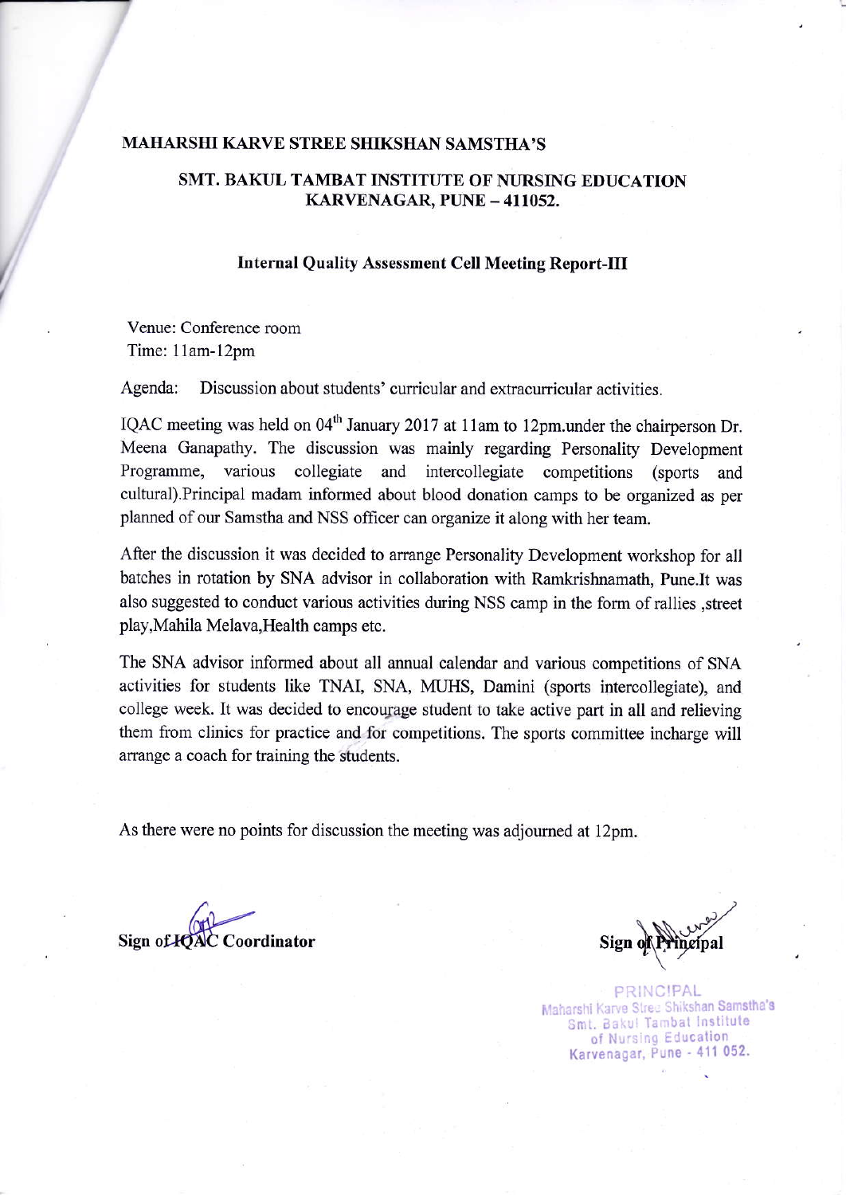**MAHARSHI KARVE STREE SHIKSHAN SAMSTHA'S**

**SMT. BAKUL TAMBAT INSTITUTE OF NURSING EDUCATION**
**KARVENAGAR, PUNE – 411052.**

## Internal Quality Assessment Cell Meeting Report-III

Venue: Conference room
Time: 11am-12pm

Agenda: Discussion about students' curricular and extracurricular activities.

IQAC meeting was held on 04th January 2017 at 11am to 12pm.under the chairperson Dr. Meena Ganapathy. The discussion was mainly regarding Personality Development Programme, various collegiate and intercollegiate competitions (sports and cultural).Principal madam informed about blood donation camps to be organized as per planned of our Samstha and NSS officer can organize it along with her team.

After the discussion it was decided to arrange Personality Development workshop for all batches in rotation by SNA advisor in collaboration with Ramkrishnamath, Pune.It was also suggested to conduct various activities during NSS camp in the form of rallies ,street play,Mahila Melava,Health camps etc.

The SNA advisor informed about all annual calendar and various competitions of SNA activities for students like TNAI, SNA, MUHS, Damini (sports intercollegiate), and college week. It was decided to encourage student to take active part in all and relieving them from clinics for practice and for competitions. The sports committee incharge will arrange a coach for training the students.

As there were no points for discussion the meeting was adjourned at 12pm.

**Sign of IQAC Coordinator**

**Sign of Principal**

PRINCIPAL
Maharshi Karve Stree Shikshan Samstha's
Smt. Bakul Tambat Institute
of Nursing Education
Karvenagar, Pune - 411 052.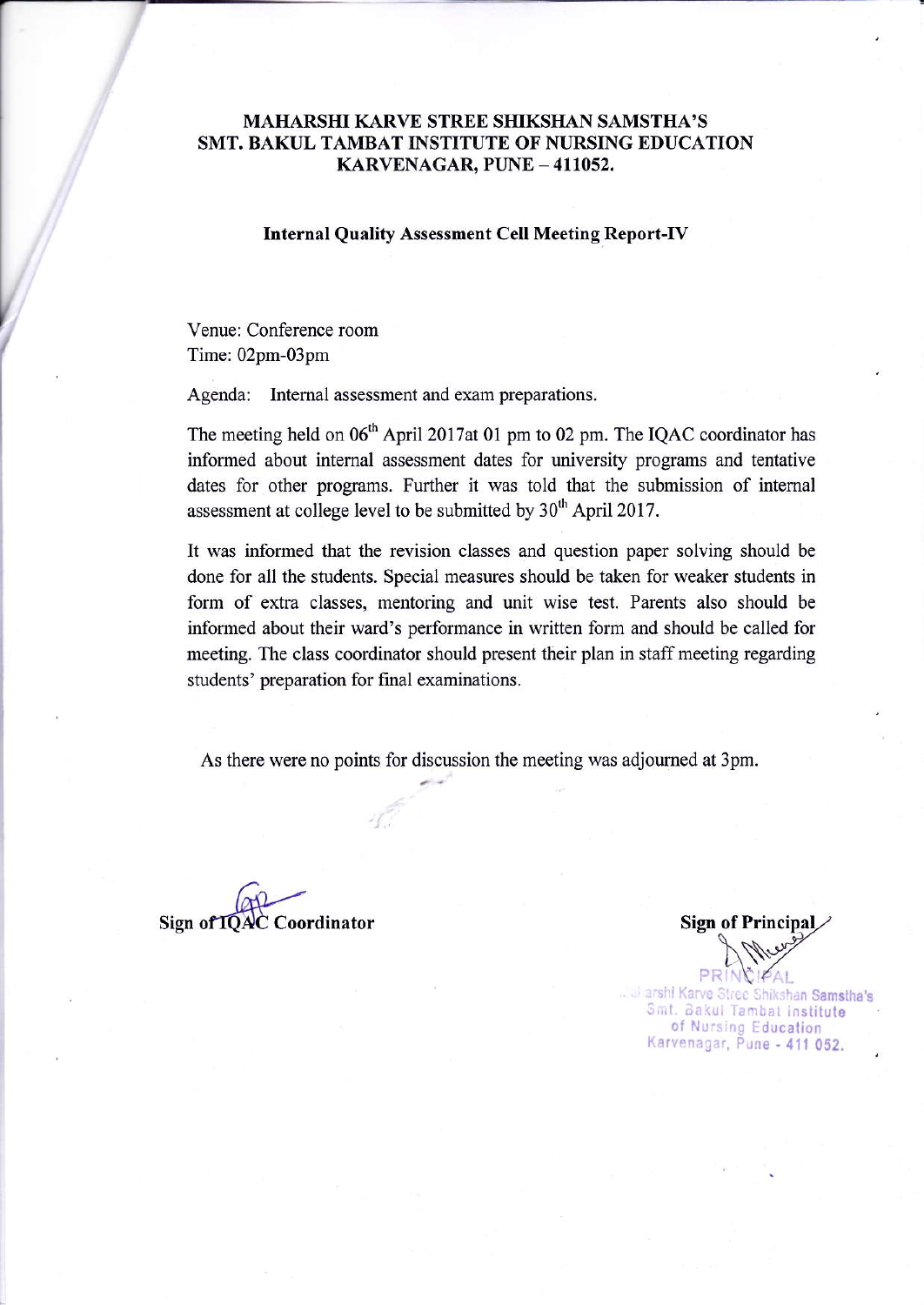**MAHARSHI KARVE STREE SHIKSHAN SAMSTHA'S**
**SMT. BAKUL TAMBAT INSTITUTE OF NURSING EDUCATION**
**KARVENAGAR, PUNE – 411052.**

**Internal Quality Assessment Cell Meeting Report-IV**

Venue: Conference room
Time: 02pm-03pm

Agenda: Internal assessment and exam preparations.

The meeting held on 06th April 2017at 01 pm to 02 pm. The IQAC coordinator has informed about internal assessment dates for university programs and tentative dates for other programs. Further it was told that the submission of internal assessment at college level to be submitted by 30th April 2017.

It was informed that the revision classes and question paper solving should be done for all the students. Special measures should be taken for weaker students in form of extra classes, mentoring and unit wise test. Parents also should be informed about their ward's performance in written form and should be called for meeting. The class coordinator should present their plan in staff meeting regarding students' preparation for final examinations.

As there were no points for discussion the meeting was adjourned at 3pm.

**Sign of IQAC Coordinator**

**Sign of Principal**

PRINCIPAL
Maharshi Karve Stree Shikshan Samstha's
Smt. Bakul Tambat Institute
of Nursing Education
Karvenagar, Pune - 411 052.